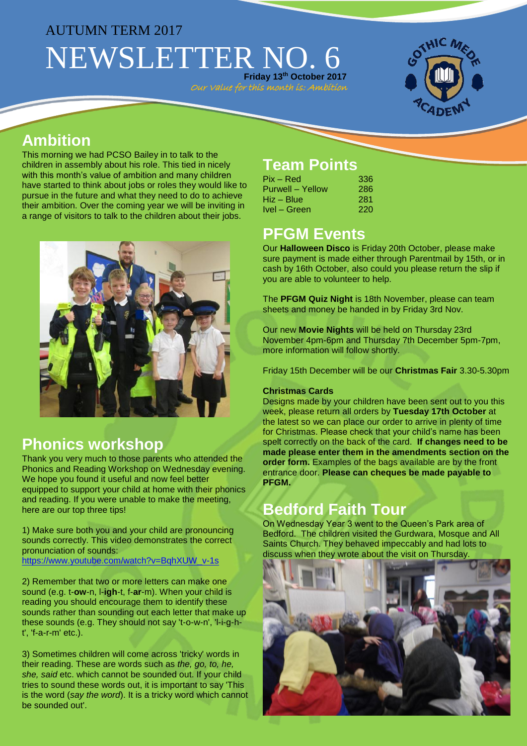AUTUMN TERM 2017

# NEWSLETTER NO. 6

**Friday 13th October 2017**

*Our value for this month is: Ambition*

## Ambition

This morning we had PCSO Bailey in to talk to the children in assembly about his role. This tied in nicely with this month's value of ambition and many children have started to think about jobs or roles they would like to pursue in the future and what they need to do to achieve their ambition. Over the coming year we will be inviting in a range of visitors to talk to the children about their jobs.

## Phonics workshop

Thank you very much to those parents who attended the Phonics and Reading Workshop on Wednesday evening. We hope you found it useful and now feel better equipped to support your child at home with their phonics and reading. If you were unable to make the meeting, here are our top three tips!

1) Make sure both you and your child are pronouncing sounds correctly. This video demonstrates the correct pronunciation of sounds:
https://www.youtube.com/watch?v=BqhXUW_v-1s

2) Remember that two or more letters can make one sound (e.g. t-**ow**-n, l-**igh**-t, f-**ar**-m). When your child is reading you should encourage them to identify these sounds rather than sounding out each letter that make up these sounds (e.g. They should not say 't-o-w-n', 'l-i-g-h-t', 'f-a-r-m' etc.).

3) Sometimes children will come across 'tricky' words in their reading. These are words such as *the, go, to, he, she, said* etc. which cannot be sounded out. If your child tries to sound these words out, it is important to say 'This is the word (*say the word*). It is a tricky word which cannot be sounded out'.

## Team Points

| Team | Points |
|---|---|
| Pix – Red | 336 |
| Purwell – Yellow | 286 |
| Hiz – Blue | 281 |
| Ivel – Green | 220 |

## PFGM Events

Our **Halloween Disco** is Friday 20th October, please make sure payment is made either through Parentmail by 15th, or in cash by 16th October, also could you please return the slip if you are able to volunteer to help.

The **PFGM Quiz Night** is 18th November, please can team sheets and money be handed in by Friday 3rd Nov.

Our new **Movie Nights** will be held on Thursday 23rd November 4pm-6pm and Thursday 7th December 5pm-7pm, more information will follow shortly.

Friday 15th December will be our **Christmas Fair** 3.30-5.30pm

**Christmas Cards**

Designs made by your children have been sent out to you this week, please return all orders by **Tuesday 17th October** at the latest so we can place our order to arrive in plenty of time for Christmas. Please check that your child's name has been spelt correctly on the back of the card. **If changes need to be made please enter them in the amendments section on the order form.** Examples of the bags available are by the front entrance door. **Please can cheques be made payable to PFGM.**

## Bedford Faith Tour

On Wednesday Year 3 went to the Queen's Park area of Bedford. The children visited the Gurdwara, Mosque and All Saints Church. They behaved impeccably and had lots to discuss when they wrote about the visit on Thursday.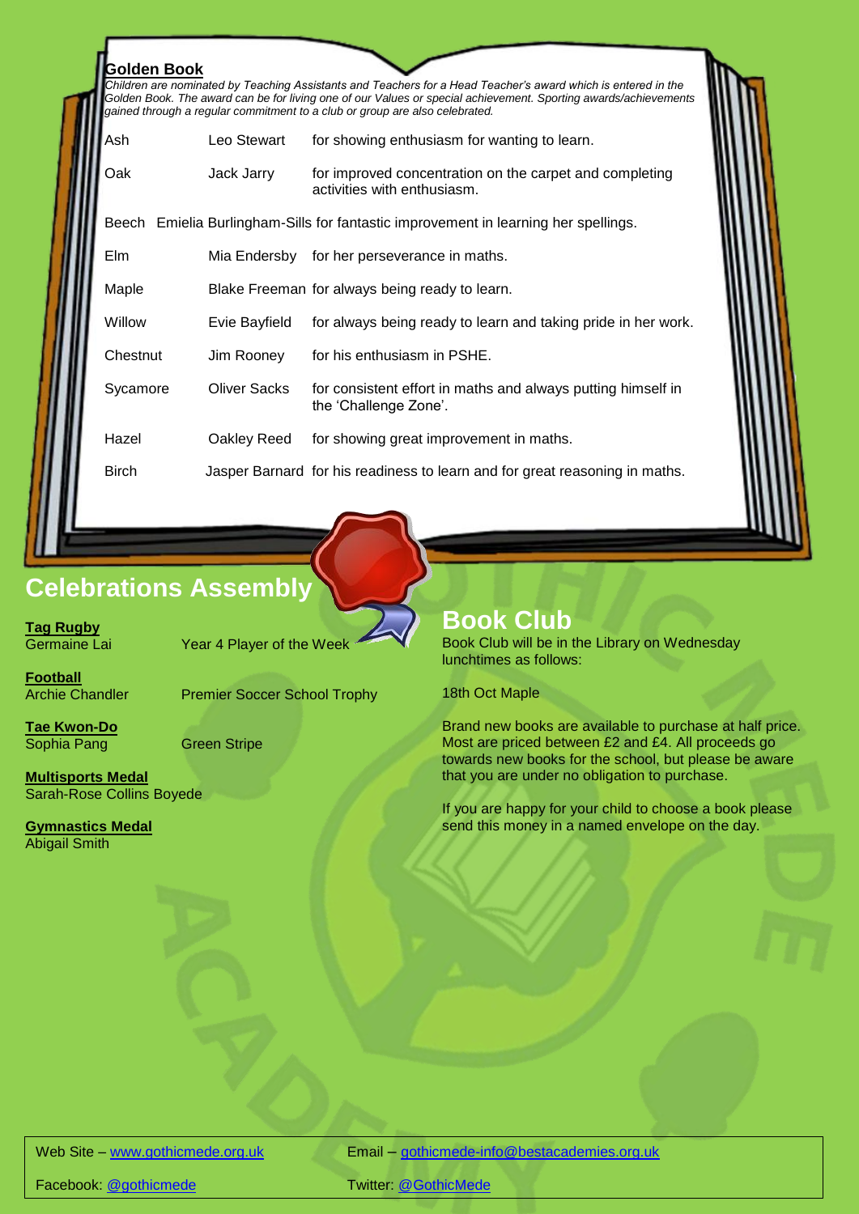## Golden Book

*Children are nominated by Teaching Assistants and Teachers for a Head Teacher's award which is entered in the Golden Book. The award can be for living one of our Values or special achievement. Sporting awards/achievements gained through a regular commitment to a club or group are also celebrated.*

| | | |
|---|---|---|
| Ash | Leo Stewart | for showing enthusiasm for wanting to learn. |
| Oak | Jack Jarry | for improved concentration on the carpet and completing activities with enthusiasm. |
| Beech | Emielia Burlingham-Sills | for fantastic improvement in learning her spellings. |
| Elm | Mia Endersby | for her perseverance in maths. |
| Maple | Blake Freeman | for always being ready to learn. |
| Willow | Evie Bayfield | for always being ready to learn and taking pride in her work. |
| Chestnut | Jim Rooney | for his enthusiasm in PSHE. |
| Sycamore | Oliver Sacks | for consistent effort in maths and always putting himself in the 'Challenge Zone'. |
| Hazel | Oakley Reed | for showing great improvement in maths. |
| Birch | Jasper Barnard | for his readiness to learn and for great reasoning in maths. |

## Celebrations Assembly

**Tag Rugby**
Germaine Lai — Year 4 Player of the Week

**Football**
Archie Chandler — Premier Soccer School Trophy

**Tae Kwon-Do**
Sophia Pang — Green Stripe

**Multisports Medal**
Sarah-Rose Collins Boyede

**Gymnastics Medal**
Abigail Smith

## Book Club

Book Club will be in the Library on Wednesday lunchtimes as follows:

18th Oct Maple

Brand new books are available to purchase at half price. Most are priced between £2 and £4. All proceeds go towards new books for the school, but please be aware that you are under no obligation to purchase.

If you are happy for your child to choose a book please send this money in a named envelope on the day.

Web Site – www.gothicmede.org.uk
Email – gothicmede-info@bestacademies.org.uk
Facebook: @gothicmede
Twitter: @GothicMede